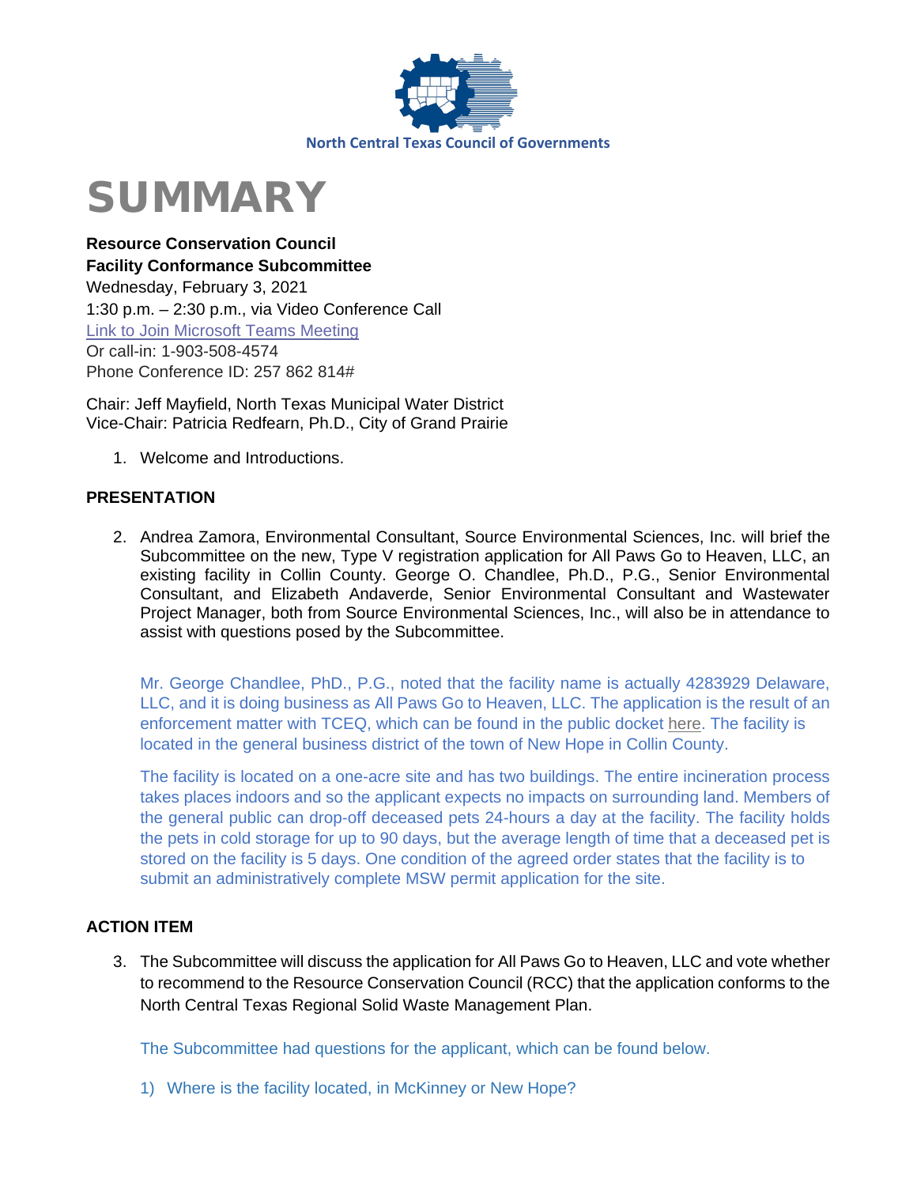North Central Texas Council of Governments

# SUMMARY

**Resource Conservation Council**
**Facility Conformance Subcommittee**
Wednesday, February 3, 2021
1:30 p.m. – 2:30 p.m., via Video Conference Call
Link to Join Microsoft Teams Meeting
Or call-in: 1-903-508-4574
Phone Conference ID: 257 862 814#

Chair: Jeff Mayfield, North Texas Municipal Water District
Vice-Chair: Patricia Redfearn, Ph.D., City of Grand Prairie

1. Welcome and Introductions.

## PRESENTATION

2. Andrea Zamora, Environmental Consultant, Source Environmental Sciences, Inc. will brief the Subcommittee on the new, Type V registration application for All Paws Go to Heaven, LLC, an existing facility in Collin County. George O. Chandlee, Ph.D., P.G., Senior Environmental Consultant, and Elizabeth Andaverde, Senior Environmental Consultant and Wastewater Project Manager, both from Source Environmental Sciences, Inc., will also be in attendance to assist with questions posed by the Subcommittee.

   Mr. George Chandlee, PhD., P.G., noted that the facility name is actually 4283929 Delaware, LLC, and it is doing business as All Paws Go to Heaven, LLC. The application is the result of an enforcement matter with TCEQ, which can be found in the public docket here. The facility is located in the general business district of the town of New Hope in Collin County.

   The facility is located on a one-acre site and has two buildings. The entire incineration process takes places indoors and so the applicant expects no impacts on surrounding land. Members of the general public can drop-off deceased pets 24-hours a day at the facility. The facility holds the pets in cold storage for up to 90 days, but the average length of time that a deceased pet is stored on the facility is 5 days. One condition of the agreed order states that the facility is to submit an administratively complete MSW permit application for the site.

## ACTION ITEM

3. The Subcommittee will discuss the application for All Paws Go to Heaven, LLC and vote whether to recommend to the Resource Conservation Council (RCC) that the application conforms to the North Central Texas Regional Solid Waste Management Plan.

   The Subcommittee had questions for the applicant, which can be found below.

   1) Where is the facility located, in McKinney or New Hope?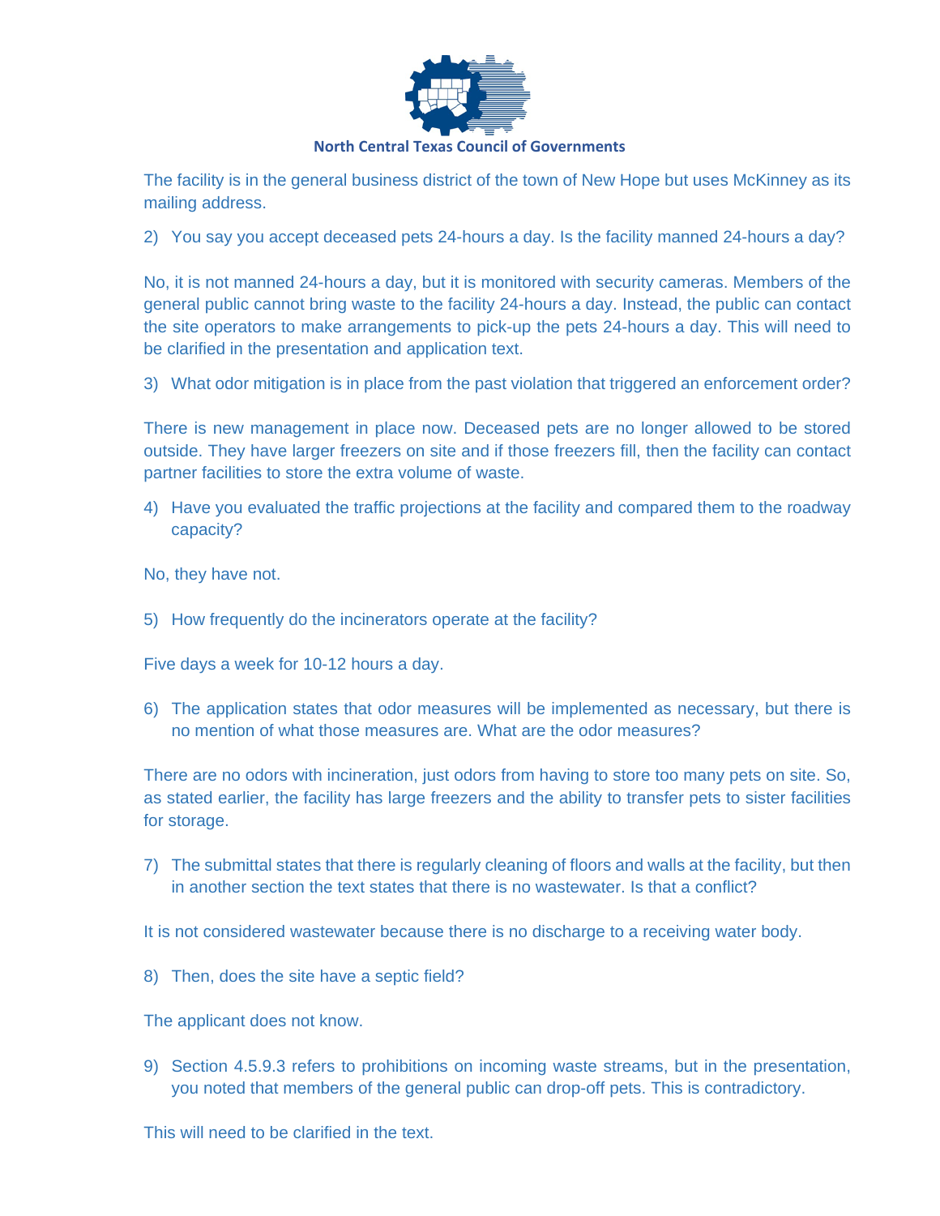The facility is in the general business district of the town of New Hope but uses McKinney as its mailing address.

2) You say you accept deceased pets 24-hours a day. Is the facility manned 24-hours a day?

No, it is not manned 24-hours a day, but it is monitored with security cameras. Members of the general public cannot bring waste to the facility 24-hours a day. Instead, the public can contact the site operators to make arrangements to pick-up the pets 24-hours a day. This will need to be clarified in the presentation and application text.

3) What odor mitigation is in place from the past violation that triggered an enforcement order?

There is new management in place now. Deceased pets are no longer allowed to be stored outside. They have larger freezers on site and if those freezers fill, then the facility can contact partner facilities to store the extra volume of waste.

4) Have you evaluated the traffic projections at the facility and compared them to the roadway capacity?

No, they have not.

5) How frequently do the incinerators operate at the facility?

Five days a week for 10-12 hours a day.

6) The application states that odor measures will be implemented as necessary, but there is no mention of what those measures are. What are the odor measures?

There are no odors with incineration, just odors from having to store too many pets on site. So, as stated earlier, the facility has large freezers and the ability to transfer pets to sister facilities for storage.

7) The submittal states that there is regularly cleaning of floors and walls at the facility, but then in another section the text states that there is no wastewater. Is that a conflict?

It is not considered wastewater because there is no discharge to a receiving water body.

8) Then, does the site have a septic field?

The applicant does not know.

9) Section 4.5.9.3 refers to prohibitions on incoming waste streams, but in the presentation, you noted that members of the general public can drop-off pets. This is contradictory.

This will need to be clarified in the text.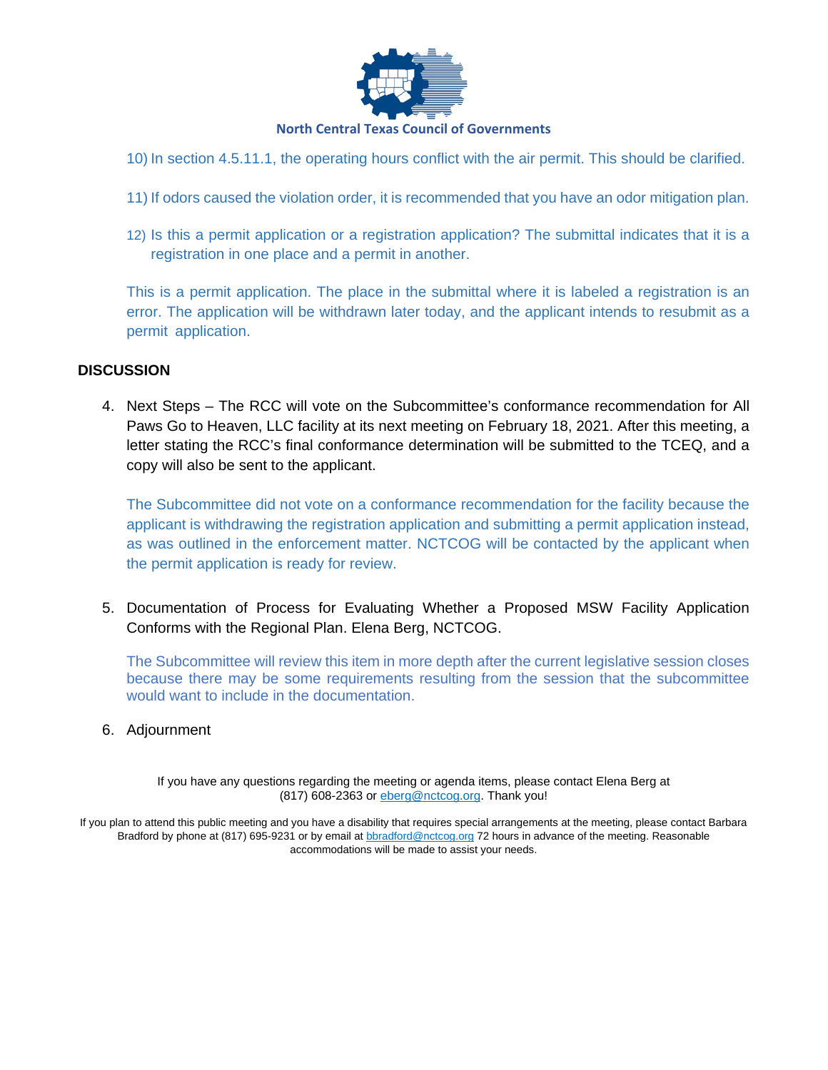10) In section 4.5.11.1, the operating hours conflict with the air permit. This should be clarified.

11) If odors caused the violation order, it is recommended that you have an odor mitigation plan.

12) Is this a permit application or a registration application? The submittal indicates that it is a registration in one place and a permit in another.

This is a permit application. The place in the submittal where it is labeled a registration is an error. The application will be withdrawn later today, and the applicant intends to resubmit as a permit application.

## DISCUSSION

4. Next Steps – The RCC will vote on the Subcommittee's conformance recommendation for All Paws Go to Heaven, LLC facility at its next meeting on February 18, 2021. After this meeting, a letter stating the RCC's final conformance determination will be submitted to the TCEQ, and a copy will also be sent to the applicant.

   The Subcommittee did not vote on a conformance recommendation for the facility because the applicant is withdrawing the registration application and submitting a permit application instead, as was outlined in the enforcement matter. NCTCOG will be contacted by the applicant when the permit application is ready for review.

5. Documentation of Process for Evaluating Whether a Proposed MSW Facility Application Conforms with the Regional Plan. Elena Berg, NCTCOG.

   The Subcommittee will review this item in more depth after the current legislative session closes because there may be some requirements resulting from the session that the subcommittee would want to include in the documentation.

6. Adjournment

If you have any questions regarding the meeting or agenda items, please contact Elena Berg at (817) 608-2363 or eberg@nctcog.org. Thank you!

If you plan to attend this public meeting and you have a disability that requires special arrangements at the meeting, please contact Barbara Bradford by phone at (817) 695-9231 or by email at bbradford@nctcog.org 72 hours in advance of the meeting. Reasonable accommodations will be made to assist your needs.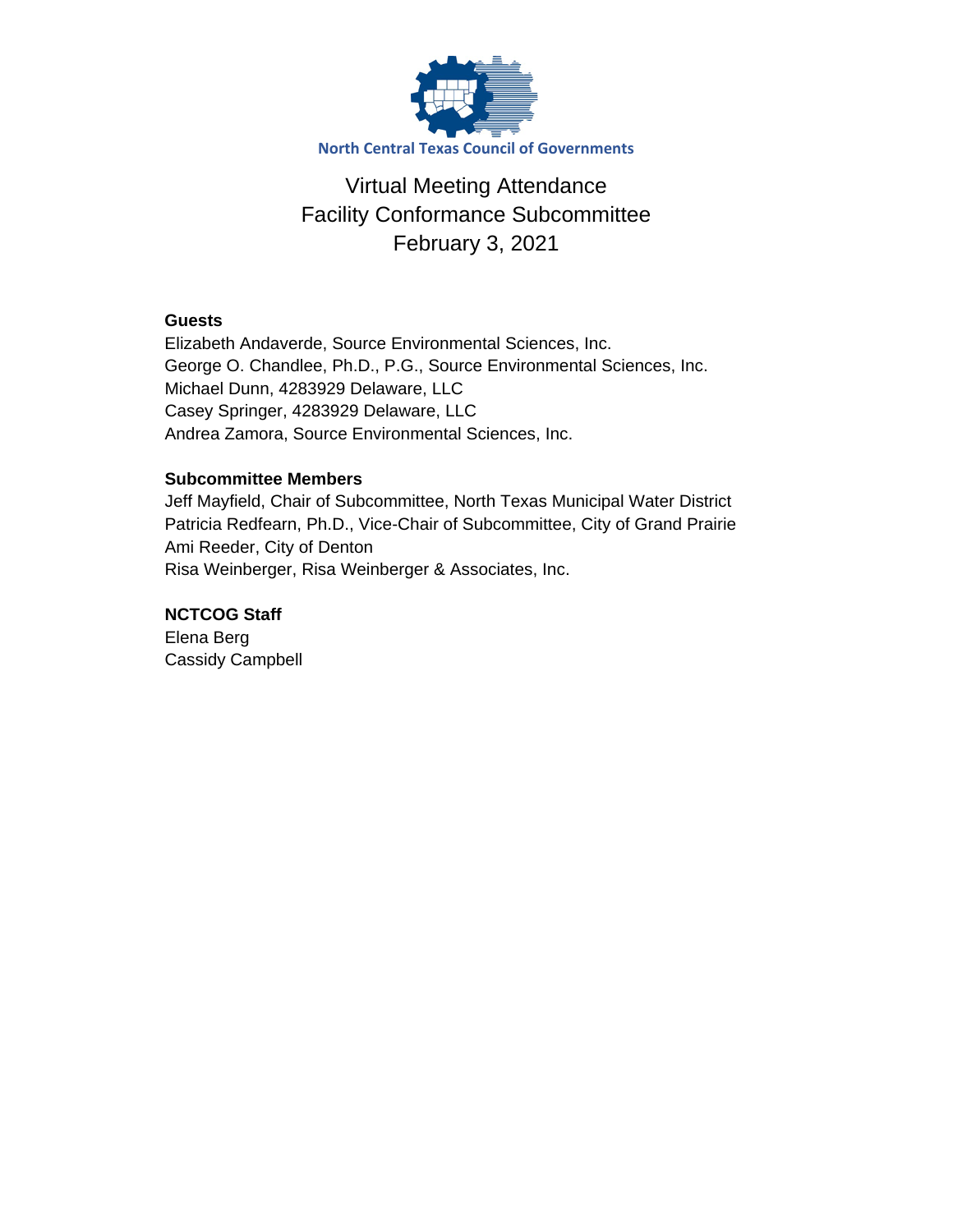North Central Texas Council of Governments

# Virtual Meeting Attendance
# Facility Conformance Subcommittee
# February 3, 2021

**Guests**

Elizabeth Andaverde, Source Environmental Sciences, Inc.
George O. Chandlee, Ph.D., P.G., Source Environmental Sciences, Inc.
Michael Dunn, 4283929 Delaware, LLC
Casey Springer, 4283929 Delaware, LLC
Andrea Zamora, Source Environmental Sciences, Inc.

**Subcommittee Members**

Jeff Mayfield, Chair of Subcommittee, North Texas Municipal Water District
Patricia Redfearn, Ph.D., Vice-Chair of Subcommittee, City of Grand Prairie
Ami Reeder, City of Denton
Risa Weinberger, Risa Weinberger & Associates, Inc.

**NCTCOG Staff**

Elena Berg
Cassidy Campbell